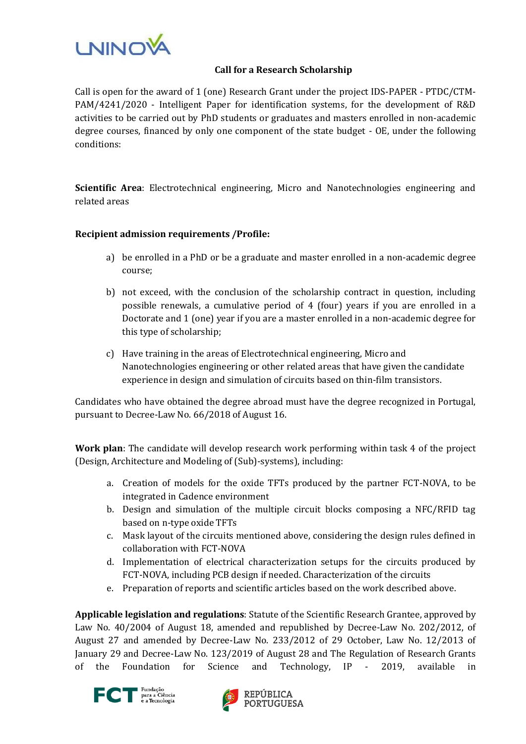## Call for a Research Scholarship

Call is open for the award of 1 (one) Research Grant under the project IDS-PAPER - PTDC/CTM-PAM/4241/2020 - Intelligent Paper for identification systems, for the development of R&D activities to be carried out by PhD students or graduates and masters enrolled in non-academic degree courses, financed by only one component of the state budget - OE, under the following conditions:

**Scientific Area**: Electrotechnical engineering, Micro and Nanotechnologies engineering and related areas

**Recipient admission requirements /Profile:**

a) be enrolled in a PhD or be a graduate and master enrolled in a non-academic degree course;

b) not exceed, with the conclusion of the scholarship contract in question, including possible renewals, a cumulative period of 4 (four) years if you are enrolled in a Doctorate and 1 (one) year if you are a master enrolled in a non-academic degree for this type of scholarship;

c) Have training in the areas of Electrotechnical engineering, Micro and Nanotechnologies engineering or other related areas that have given the candidate experience in design and simulation of circuits based on thin-film transistors.

Candidates who have obtained the degree abroad must have the degree recognized in Portugal, pursuant to Decree-Law No. 66/2018 of August 16.

**Work plan**: The candidate will develop research work performing within task 4 of the project (Design, Architecture and Modeling of (Sub)-systems), including:

a. Creation of models for the oxide TFTs produced by the partner FCT-NOVA, to be integrated in Cadence environment
b. Design and simulation of the multiple circuit blocks composing a NFC/RFID tag based on n-type oxide TFTs
c. Mask layout of the circuits mentioned above, considering the design rules defined in collaboration with FCT-NOVA
d. Implementation of electrical characterization setups for the circuits produced by FCT-NOVA, including PCB design if needed. Characterization of the circuits
e. Preparation of reports and scientific articles based on the work described above.

**Applicable legislation and regulations**: Statute of the Scientific Research Grantee, approved by Law No. 40/2004 of August 18, amended and republished by Decree-Law No. 202/2012, of August 27 and amended by Decree-Law No. 233/2012 of 29 October, Law No. 12/2013 of January 29 and Decree-Law No. 123/2019 of August 28 and The Regulation of Research Grants of the Foundation for Science and Technology, IP - 2019, available in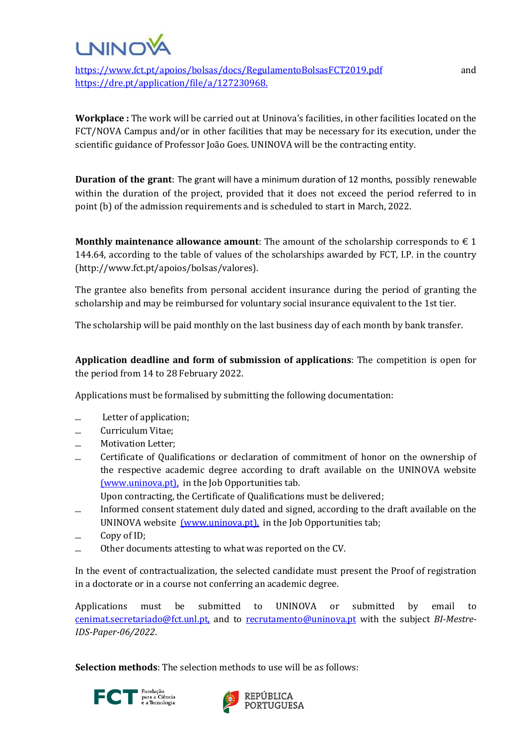https://www.fct.pt/apoios/bolsas/docs/RegulamentoBolsasFCT2019.pdf and https://dre.pt/application/file/a/127230968.

**Workplace :** The work will be carried out at Uninova's facilities, in other facilities located on the FCT/NOVA Campus and/or in other facilities that may be necessary for its execution, under the scientific guidance of Professor João Goes. UNINOVA will be the contracting entity.

**Duration of the grant**: The grant will have a minimum duration of 12 months, possibly renewable within the duration of the project, provided that it does not exceed the period referred to in point (b) of the admission requirements and is scheduled to start in March, 2022.

**Monthly maintenance allowance amount**: The amount of the scholarship corresponds to € 1 144.64, according to the table of values of the scholarships awarded by FCT, I.P. in the country (http://www.fct.pt/apoios/bolsas/valores).

The grantee also benefits from personal accident insurance during the period of granting the scholarship and may be reimbursed for voluntary social insurance equivalent to the 1st tier.

The scholarship will be paid monthly on the last business day of each month by bank transfer.

**Application deadline and form of submission of applications**: The competition is open for the period from 14 to 28 February 2022.

Applications must be formalised by submitting the following documentation:

- Letter of application;
- Curriculum Vitae;
- Motivation Letter;
- Certificate of Qualifications or declaration of commitment of honor on the ownership of the respective academic degree according to draft available on the UNINOVA website (www.uninova.pt), in the Job Opportunities tab.
  Upon contracting, the Certificate of Qualifications must be delivered;
- Informed consent statement duly dated and signed, according to the draft available on the UNINOVA website (www.uninova.pt), in the Job Opportunities tab;
- Copy of ID;
- Other documents attesting to what was reported on the CV.

In the event of contractualization, the selected candidate must present the Proof of registration in a doctorate or in a course not conferring an academic degree.

Applications must be submitted to UNINOVA or submitted by email to cenimat.secretariado@fct.unl.pt, and to recrutamento@uninova.pt with the subject *BI-Mestre-IDS-Paper-06/2022*.

**Selection methods**: The selection methods to use will be as follows: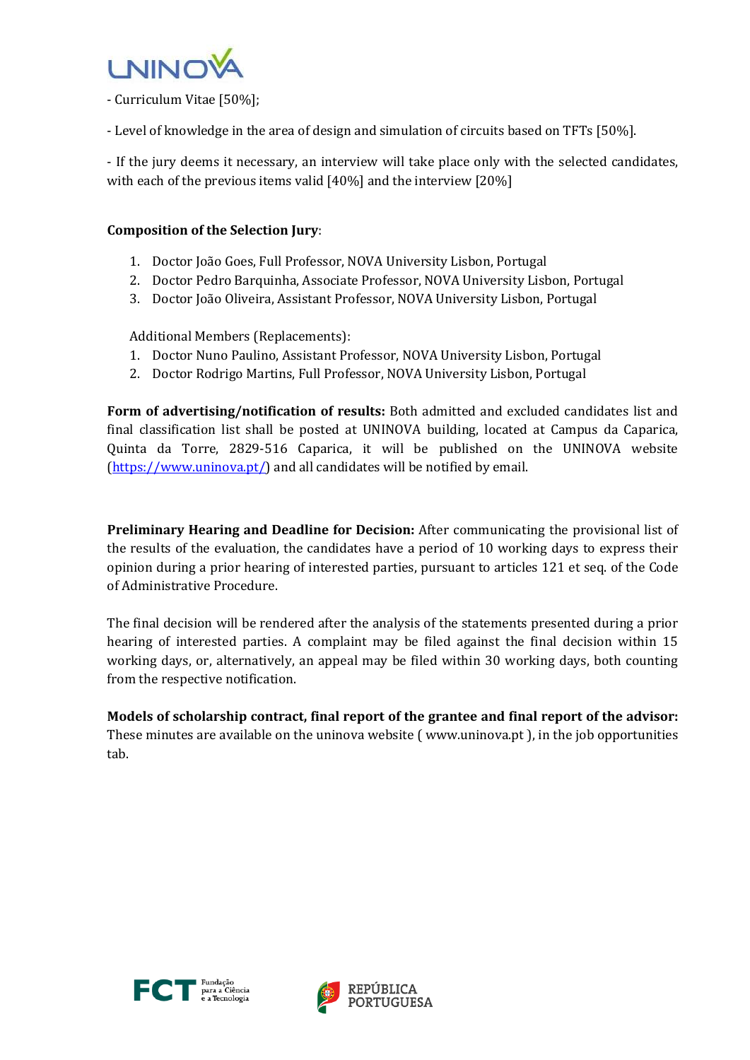- Curriculum Vitae [50%];

- Level of knowledge in the area of design and simulation of circuits based on TFTs [50%].

- If the jury deems it necessary, an interview will take place only with the selected candidates, with each of the previous items valid [40%] and the interview [20%]

**Composition of the Selection Jury**:

1. Doctor João Goes, Full Professor, NOVA University Lisbon, Portugal
2. Doctor Pedro Barquinha, Associate Professor, NOVA University Lisbon, Portugal
3. Doctor João Oliveira, Assistant Professor, NOVA University Lisbon, Portugal

Additional Members (Replacements):

1. Doctor Nuno Paulino, Assistant Professor, NOVA University Lisbon, Portugal
2. Doctor Rodrigo Martins, Full Professor, NOVA University Lisbon, Portugal

**Form of advertising/notification of results:** Both admitted and excluded candidates list and final classification list shall be posted at UNINOVA building, located at Campus da Caparica, Quinta da Torre, 2829-516 Caparica, it will be published on the UNINOVA website (https://www.uninova.pt/) and all candidates will be notified by email.

**Preliminary Hearing and Deadline for Decision:** After communicating the provisional list of the results of the evaluation, the candidates have a period of 10 working days to express their opinion during a prior hearing of interested parties, pursuant to articles 121 et seq. of the Code of Administrative Procedure.

The final decision will be rendered after the analysis of the statements presented during a prior hearing of interested parties. A complaint may be filed against the final decision within 15 working days, or, alternatively, an appeal may be filed within 30 working days, both counting from the respective notification.

**Models of scholarship contract, final report of the grantee and final report of the advisor:** These minutes are available on the uninova website ( www.uninova.pt ), in the job opportunities tab.